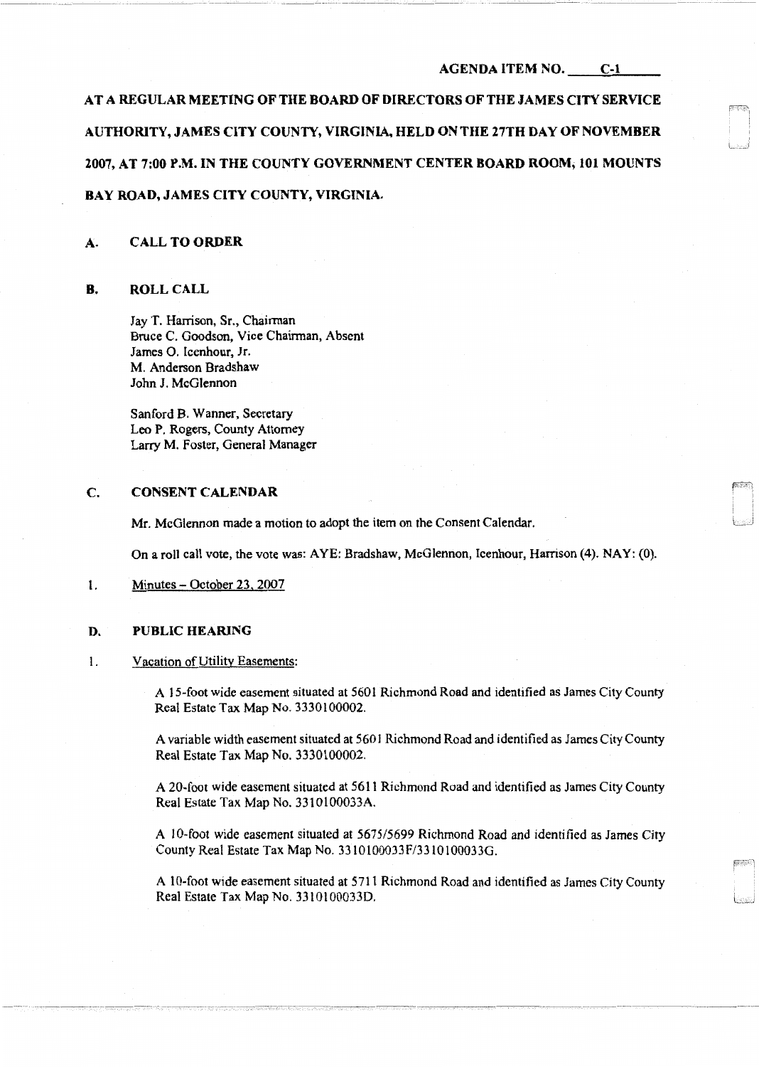AGENDA ITEM NO. C-1

**AT A REGULAR MEETING OF THE BOARD OF DIRECTORS OF THE JAMES CITY SERVICE AUTHORITY, JAMES CITY COUNTY, VIRGINIA, HELD ON THE 27TH DAY OF NOVEMBER 2007, AT 7:00 P.M. IN THE COUNTY GOVERNMENT CENTER BOARD ROOM, 101 MOUNTS BAY ROAD, JAMES CITY COUNTY, VIRGINIA.**

## A. CALL TO ORDER

## B. ROLL CALL

Jay T. Harrison, Sr., Chairman
Bruce C. Goodson, Vice Chairman, Absent
James O. Icenhour, Jr.
M. Anderson Bradshaw
John J. McGlennon

Sanford B. Wanner, Secretary
Leo P. Rogers, County Attorney
Larry M. Foster, General Manager

## C. CONSENT CALENDAR

Mr. McGlennon made a motion to adopt the item on the Consent Calendar.

On a roll call vote, the vote was: AYE: Bradshaw, McGlennon, Icenhour, Harrison (4). NAY: (0).

1. Minutes – October 23, 2007

## D. PUBLIC HEARING

1. Vacation of Utility Easements:

A 15-foot wide easement situated at 5601 Richmond Road and identified as James City County Real Estate Tax Map No. 3330100002.

A variable width easement situated at 5601 Richmond Road and identified as James City County Real Estate Tax Map No. 3330100002.

A 20-foot wide easement situated at 5611 Richmond Road and identified as James City County Real Estate Tax Map No. 3310100033A.

A 10-foot wide easement situated at 5675/5699 Richmond Road and identified as James City County Real Estate Tax Map No. 3310100033F/3310100033G.

A 10-foot wide easement situated at 5711 Richmond Road and identified as James City County Real Estate Tax Map No. 3310100033D.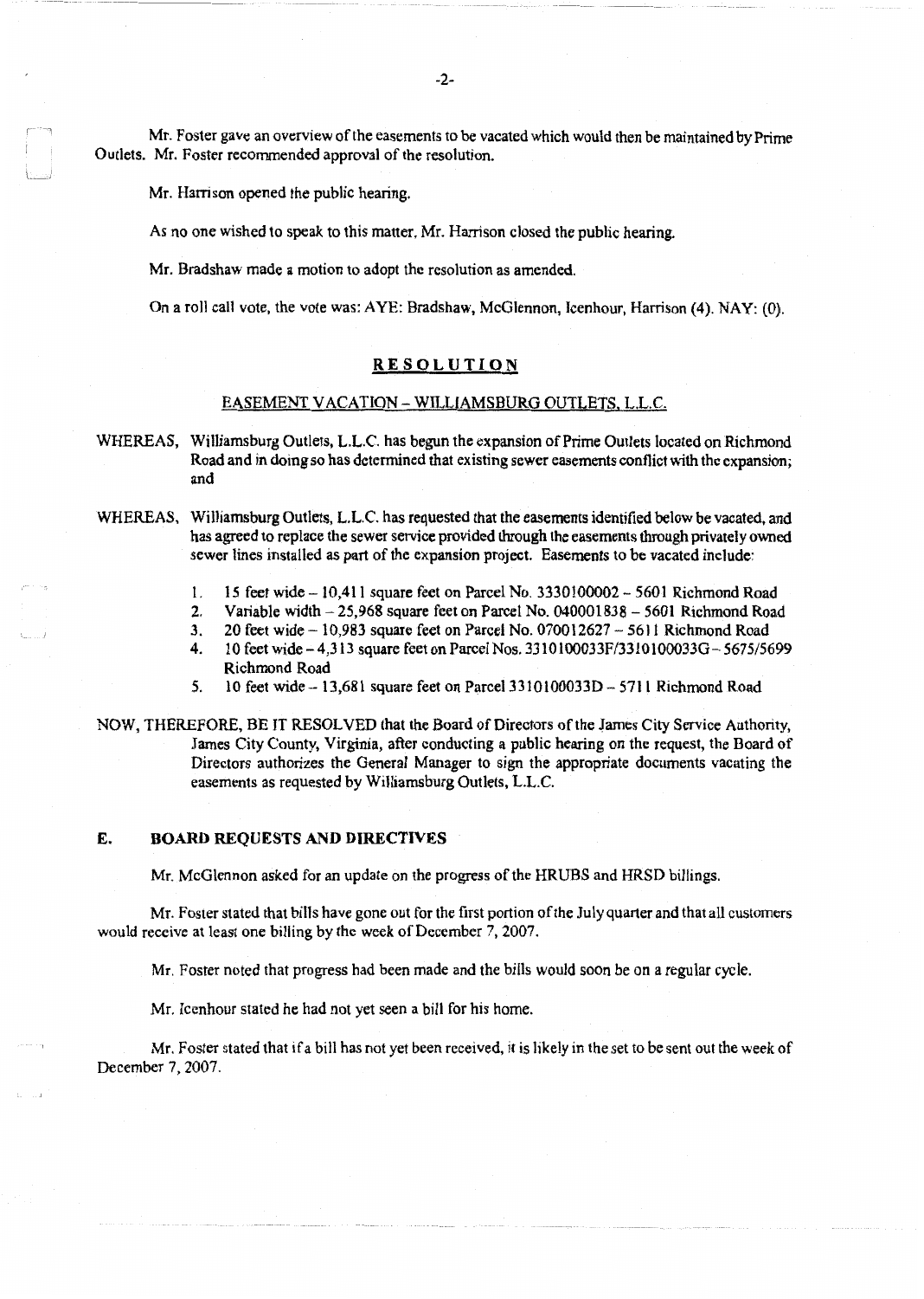Mr. Foster gave an overview of the easements to be vacated which would then be maintained by Prime Outlets. Mr. Foster recommended approval of the resolution.

Mr. Harrison opened the public hearing.

As no one wished to speak to this matter, Mr. Harrison closed the public hearing.

Mr. Bradshaw made a motion to adopt the resolution as amended.

On a roll call vote, the vote was: AYE: Bradshaw, McGlennon, Icenhour, Harrison (4). NAY: (0).

## RESOLUTION

### EASEMENT VACATION – WILLIAMSBURG OUTLETS, L.L.C.

WHEREAS, Williamsburg Outlets, L.L.C. has begun the expansion of Prime Outlets located on Richmond Road and in doing so has determined that existing sewer easements conflict with the expansion; and

WHEREAS, Williamsburg Outlets, L.L.C. has requested that the easements identified below be vacated, and has agreed to replace the sewer service provided through the easements through privately owned sewer lines installed as part of the expansion project. Easements to be vacated include:

1. 15 feet wide – 10,411 square feet on Parcel No. 3330100002 – 5601 Richmond Road
2. Variable width – 25,968 square feet on Parcel No. 040001838 – 5601 Richmond Road
3. 20 feet wide – 10,983 square feet on Parcel No. 070012627 – 5611 Richmond Road
4. 10 feet wide – 4,313 square feet on Parcel Nos. 3310100033F/3310100033G – 5675/5699 Richmond Road
5. 10 feet wide – 13,681 square feet on Parcel 3310100033D – 5711 Richmond Road

NOW, THEREFORE, BE IT RESOLVED that the Board of Directors of the James City Service Authority, James City County, Virginia, after conducting a public hearing on the request, the Board of Directors authorizes the General Manager to sign the appropriate documents vacating the easements as requested by Williamsburg Outlets, L.L.C.

## E. BOARD REQUESTS AND DIRECTIVES

Mr. McGlennon asked for an update on the progress of the HRUBS and HRSD billings.

Mr. Foster stated that bills have gone out for the first portion of the July quarter and that all customers would receive at least one billing by the week of December 7, 2007.

Mr. Foster noted that progress had been made and the bills would soon be on a regular cycle.

Mr. Icenhour stated he had not yet seen a bill for his home.

Mr. Foster stated that if a bill has not yet been received, it is likely in the set to be sent out the week of December 7, 2007.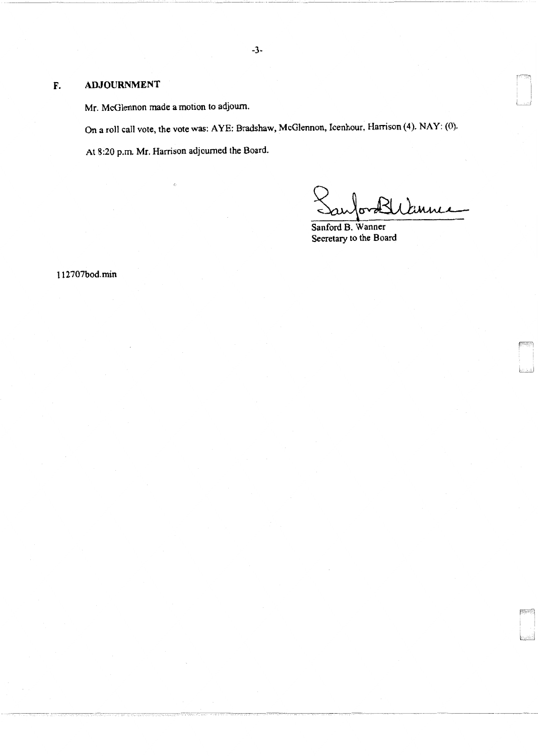## F. ADJOURNMENT

Mr. McGlennon made a motion to adjourn.

On a roll call vote, the vote was: AYE: Bradshaw, McGlennon, Icenhour, Harrison (4). NAY: (0).

At 8:20 p.m. Mr. Harrison adjourned the Board.

Sanford B. Wanner
Secretary to the Board

112707bod.min